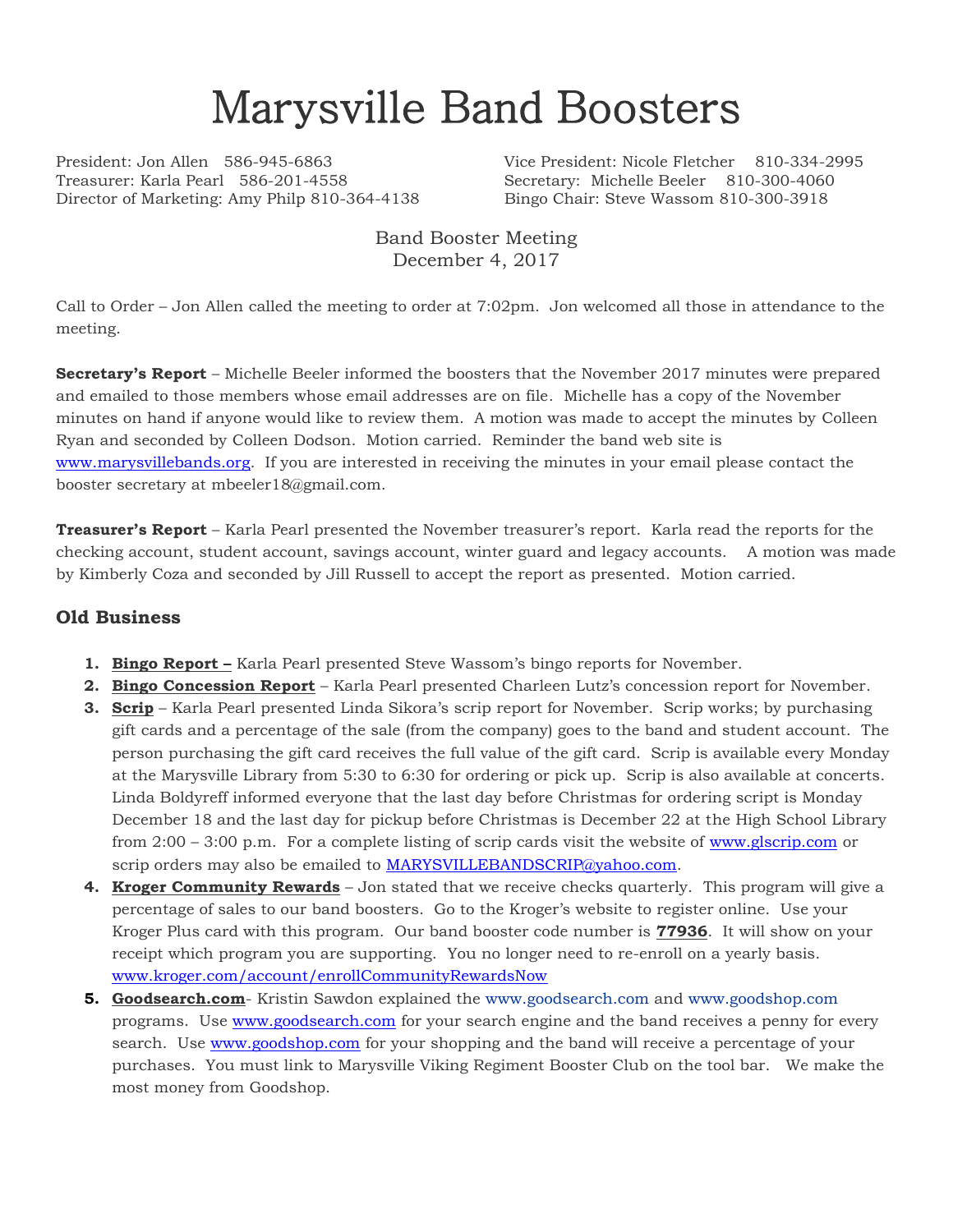# Marysville Band Boosters

President: Jon Allen 586-945-6863
Vice President: Nicole Fletcher 810-334-2995
Treasurer: Karla Pearl 586-201-4558
Secretary: Michelle Beeler 810-300-4060
Director of Marketing: Amy Philp 810-364-4138
Bingo Chair: Steve Wassom 810-300-3918

Band Booster Meeting
December 4, 2017

Call to Order – Jon Allen called the meeting to order at 7:02pm. Jon welcomed all those in attendance to the meeting.

**Secretary's Report** – Michelle Beeler informed the boosters that the November 2017 minutes were prepared and emailed to those members whose email addresses are on file. Michelle has a copy of the November minutes on hand if anyone would like to review them. A motion was made to accept the minutes by Colleen Ryan and seconded by Colleen Dodson. Motion carried. Reminder the band web site is www.marysvillebands.org. If you are interested in receiving the minutes in your email please contact the booster secretary at mbeeler18@gmail.com.

**Treasurer's Report** – Karla Pearl presented the November treasurer's report. Karla read the reports for the checking account, student account, savings account, winter guard and legacy accounts. A motion was made by Kimberly Coza and seconded by Jill Russell to accept the report as presented. Motion carried.

## Old Business

1. **Bingo Report –** Karla Pearl presented Steve Wassom's bingo reports for November.
2. **Bingo Concession Report** – Karla Pearl presented Charleen Lutz's concession report for November.
3. **Scrip** – Karla Pearl presented Linda Sikora's scrip report for November. Scrip works; by purchasing gift cards and a percentage of the sale (from the company) goes to the band and student account. The person purchasing the gift card receives the full value of the gift card. Scrip is available every Monday at the Marysville Library from 5:30 to 6:30 for ordering or pick up. Scrip is also available at concerts. Linda Boldyreff informed everyone that the last day before Christmas for ordering script is Monday December 18 and the last day for pickup before Christmas is December 22 at the High School Library from 2:00 – 3:00 p.m. For a complete listing of scrip cards visit the website of www.glscrip.com or scrip orders may also be emailed to MARYSVILLEBANDSCRIP@yahoo.com.
4. **Kroger Community Rewards** – Jon stated that we receive checks quarterly. This program will give a percentage of sales to our band boosters. Go to the Kroger's website to register online. Use your Kroger Plus card with this program. Our band booster code number is **77936**. It will show on your receipt which program you are supporting. You no longer need to re-enroll on a yearly basis. www.kroger.com/account/enrollCommunityRewardsNow
5. **Goodsearch.com**- Kristin Sawdon explained the www.goodsearch.com and www.goodshop.com programs. Use www.goodsearch.com for your search engine and the band receives a penny for every search. Use www.goodshop.com for your shopping and the band will receive a percentage of your purchases. You must link to Marysville Viking Regiment Booster Club on the tool bar. We make the most money from Goodshop.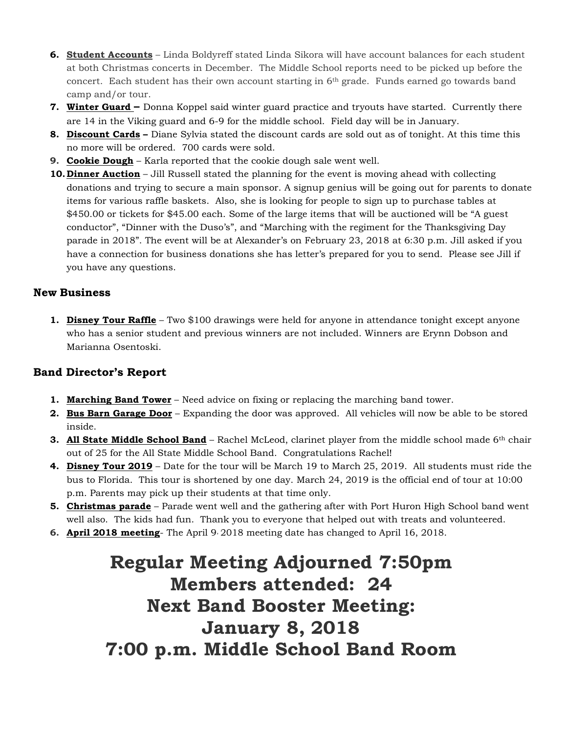6. **Student Accounts** – Linda Boldyreff stated Linda Sikora will have account balances for each student at both Christmas concerts in December. The Middle School reports need to be picked up before the concert. Each student has their own account starting in 6th grade. Funds earned go towards band camp and/or tour.
7. **Winter Guard –** Donna Koppel said winter guard practice and tryouts have started. Currently there are 14 in the Viking guard and 6-9 for the middle school. Field day will be in January.
8. **Discount Cards –** Diane Sylvia stated the discount cards are sold out as of tonight. At this time this no more will be ordered. 700 cards were sold.
9. **Cookie Dough** – Karla reported that the cookie dough sale went well.
10. **Dinner Auction** – Jill Russell stated the planning for the event is moving ahead with collecting donations and trying to secure a main sponsor. A signup genius will be going out for parents to donate items for various raffle baskets. Also, she is looking for people to sign up to purchase tables at $450.00 or tickets for $45.00 each. Some of the large items that will be auctioned will be "A guest conductor", "Dinner with the Duso's", and "Marching with the regiment for the Thanksgiving Day parade in 2018". The event will be at Alexander's on February 23, 2018 at 6:30 p.m. Jill asked if you have a connection for business donations she has letter's prepared for you to send. Please see Jill if you have any questions.

### New Business

1. **Disney Tour Raffle** – Two $100 drawings were held for anyone in attendance tonight except anyone who has a senior student and previous winners are not included. Winners are Erynn Dobson and Marianna Osentoski.

### Band Director's Report

1. **Marching Band Tower** – Need advice on fixing or replacing the marching band tower.
2. **Bus Barn Garage Door** – Expanding the door was approved. All vehicles will now be able to be stored inside.
3. **All State Middle School Band** – Rachel McLeod, clarinet player from the middle school made 6th chair out of 25 for the All State Middle School Band. Congratulations Rachel!
4. **Disney Tour 2019** – Date for the tour will be March 19 to March 25, 2019. All students must ride the bus to Florida. This tour is shortened by one day. March 24, 2019 is the official end of tour at 10:00 p.m. Parents may pick up their students at that time only.
5. **Christmas parade** – Parade went well and the gathering after with Port Huron High School band went well also. The kids had fun. Thank you to everyone that helped out with treats and volunteered.
6. **April 2018 meeting**- The April 9, 2018 meeting date has changed to April 16, 2018.

# Regular Meeting Adjourned 7:50pm
# Members attended: 24
# Next Band Booster Meeting:
# January 8, 2018
# 7:00 p.m. Middle School Band Room